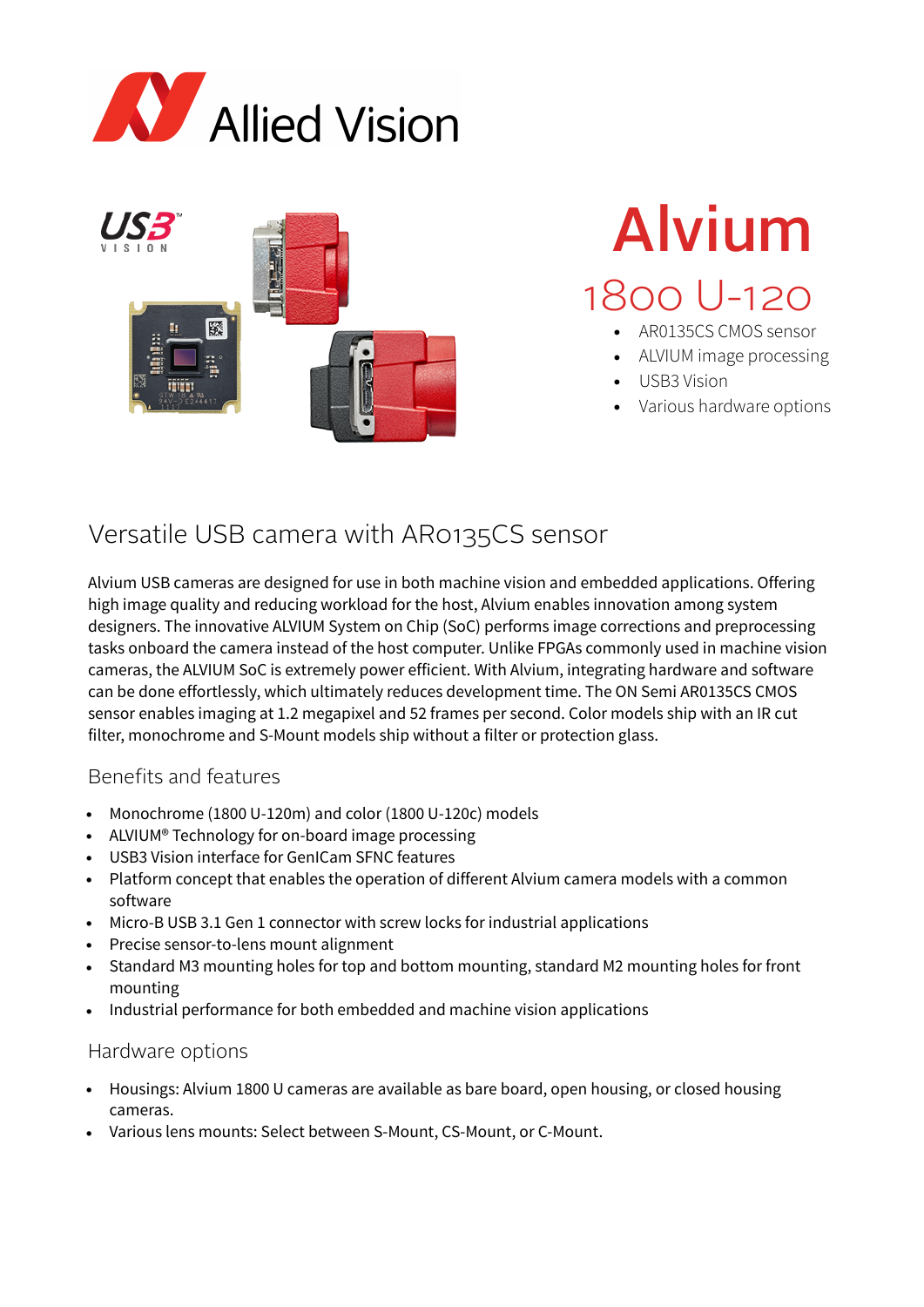# Alvium

## 1800 U-120

- AR0135CS CMOS sensor
- ALVIUM image processing
- USB3 Vision
- Various hardware options

## Versatile USB camera with AR0135CS sensor

Alvium USB cameras are designed for use in both machine vision and embedded applications. Offering high image quality and reducing workload for the host, Alvium enables innovation among system designers. The innovative ALVIUM System on Chip (SoC) performs image corrections and preprocessing tasks onboard the camera instead of the host computer. Unlike FPGAs commonly used in machine vision cameras, the ALVIUM SoC is extremely power efficient. With Alvium, integrating hardware and software can be done effortlessly, which ultimately reduces development time. The ON Semi AR0135CS CMOS sensor enables imaging at 1.2 megapixel and 52 frames per second. Color models ship with an IR cut filter, monochrome and S-Mount models ship without a filter or protection glass.

### Benefits and features

- Monochrome (1800 U-120m) and color (1800 U-120c) models
- ALVIUM® Technology for on-board image processing
- USB3 Vision interface for GenICam SFNC features
- Platform concept that enables the operation of different Alvium camera models with a common software
- Micro-B USB 3.1 Gen 1 connector with screw locks for industrial applications
- Precise sensor-to-lens mount alignment
- Standard M3 mounting holes for top and bottom mounting, standard M2 mounting holes for front mounting
- Industrial performance for both embedded and machine vision applications

### Hardware options

- Housings: Alvium 1800 U cameras are available as bare board, open housing, or closed housing cameras.
- Various lens mounts: Select between S-Mount, CS-Mount, or C-Mount.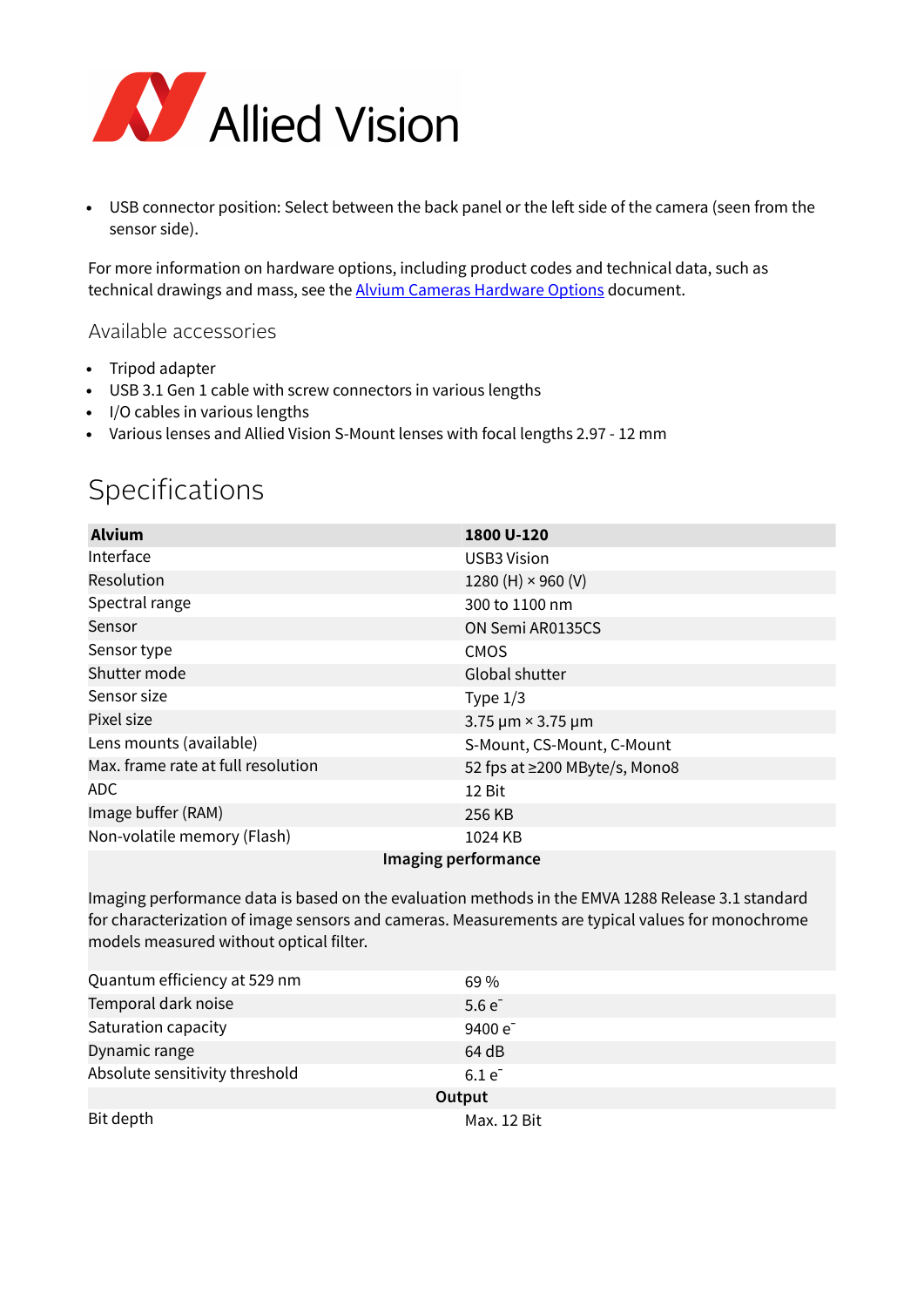- USB connector position: Select between the back panel or the left side of the camera (seen from the sensor side).

For more information on hardware options, including product codes and technical data, such as technical drawings and mass, see the [Alvium Cameras Hardware Options]() document.

### Available accessories

- Tripod adapter
- USB 3.1 Gen 1 cable with screw connectors in various lengths
- I/O cables in various lengths
- Various lenses and Allied Vision S-Mount lenses with focal lengths 2.97 - 12 mm

## Specifications

| **Alvium** | **1800 U-120** |
| --- | --- |
| Interface | USB3 Vision |
| Resolution | 1280 (H) × 960 (V) |
| Spectral range | 300 to 1100 nm |
| Sensor | ON Semi AR0135CS |
| Sensor type | CMOS |
| Shutter mode | Global shutter |
| Sensor size | Type 1/3 |
| Pixel size | 3.75 µm × 3.75 µm |
| Lens mounts (available) | S-Mount, CS-Mount, C-Mount |
| Max. frame rate at full resolution | 52 fps at ≥200 MByte/s, Mono8 |
| ADC | 12 Bit |
| Image buffer (RAM) | 256 KB |
| Non-volatile memory (Flash) | 1024 KB |
| **Imaging performance** Imaging performance data is based on the evaluation methods in the EMVA 1288 Release 3.1 standard for characterization of image sensors and cameras. Measurements are typical values for monochrome models measured without optical filter. | |
| Quantum efficiency at 529 nm | 69 % |
| Temporal dark noise | 5.6 $e^-$ |
| Saturation capacity | 9400 $e^-$ |
| Dynamic range | 64 dB |
| Absolute sensitivity threshold | 6.1 $e^-$ |
| **Output** | |
| Bit depth | Max. 12 Bit |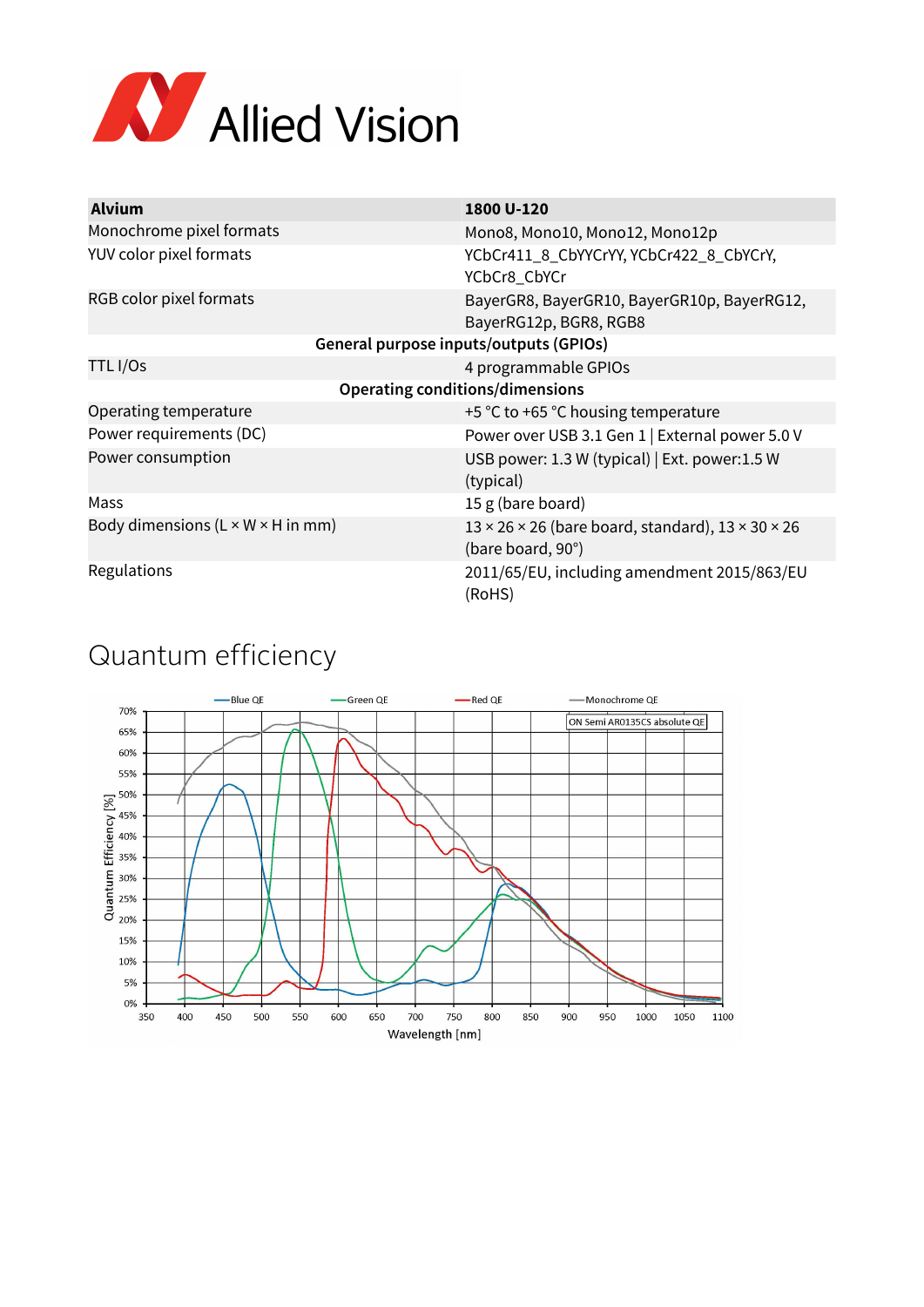| Alvium | 1800 U-120 |
|---|---|
| Monochrome pixel formats | Mono8, Mono10, Mono12, Mono12p |
| YUV color pixel formats | YCbCr411_8_CbYYCrYY, YCbCr422_8_CbYCrY, YCbCr8_CbYCr |
| RGB color pixel formats | BayerGR8, BayerGR10, BayerGR10p, BayerRG12, BayerRG12p, BGR8, RGB8 |
| **General purpose inputs/outputs (GPIOs)** | |
| TTL I/Os | 4 programmable GPIOs |
| **Operating conditions/dimensions** | |
| Operating temperature | +5 °C to +65 °C housing temperature |
| Power requirements (DC) | Power over USB 3.1 Gen 1 \| External power 5.0 V |
| Power consumption | USB power: 1.3 W (typical) \| Ext. power:1.5 W (typical) |
| Mass | 15 g (bare board) |
| Body dimensions (L × W × H in mm) | 13 × 26 × 26 (bare board, standard), 13 × 30 × 26 (bare board, 90°) |
| Regulations | 2011/65/EU, including amendment 2015/863/EU (RoHS) |

# Quantum efficiency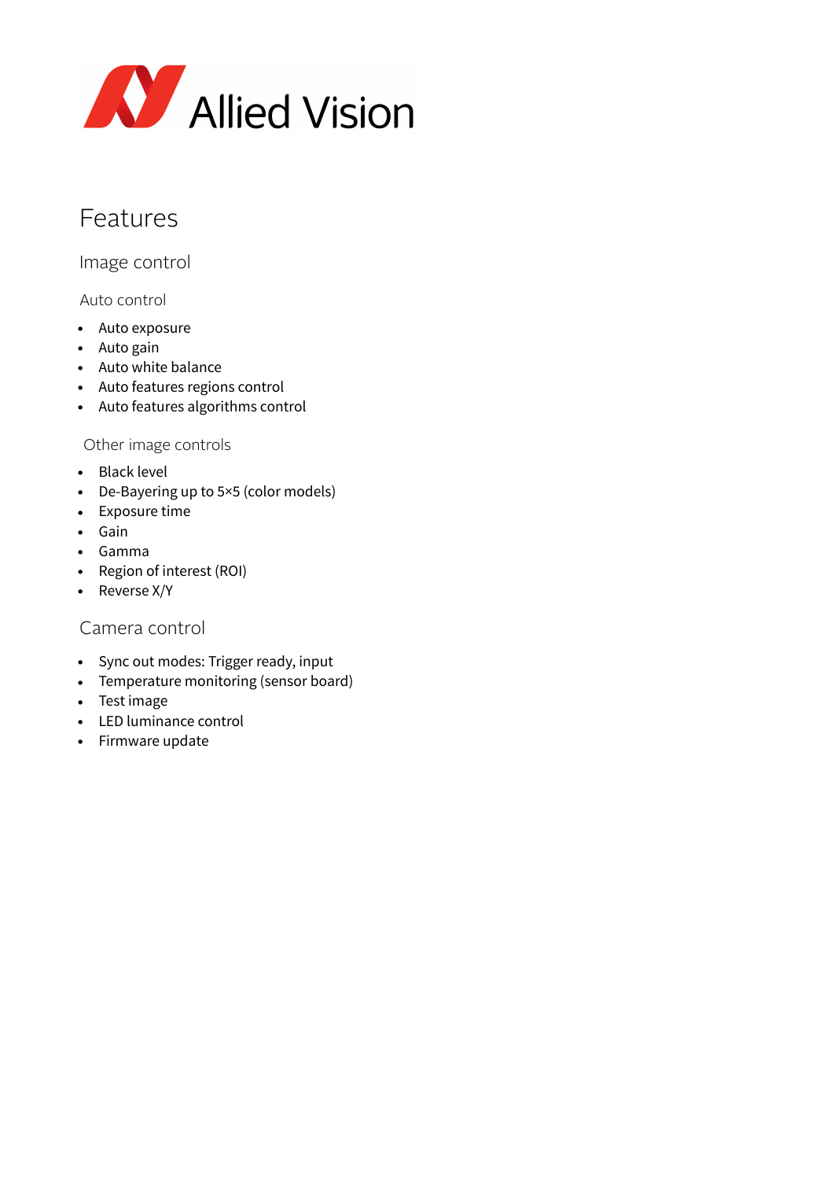# Features

## Image control

### Auto control

- Auto exposure
- Auto gain
- Auto white balance
- Auto features regions control
- Auto features algorithms control

### Other image controls

- Black level
- De-Bayering up to 5×5 (color models)
- Exposure time
- Gain
- Gamma
- Region of interest (ROI)
- Reverse X/Y

## Camera control

- Sync out modes: Trigger ready, input
- Temperature monitoring (sensor board)
- Test image
- LED luminance control
- Firmware update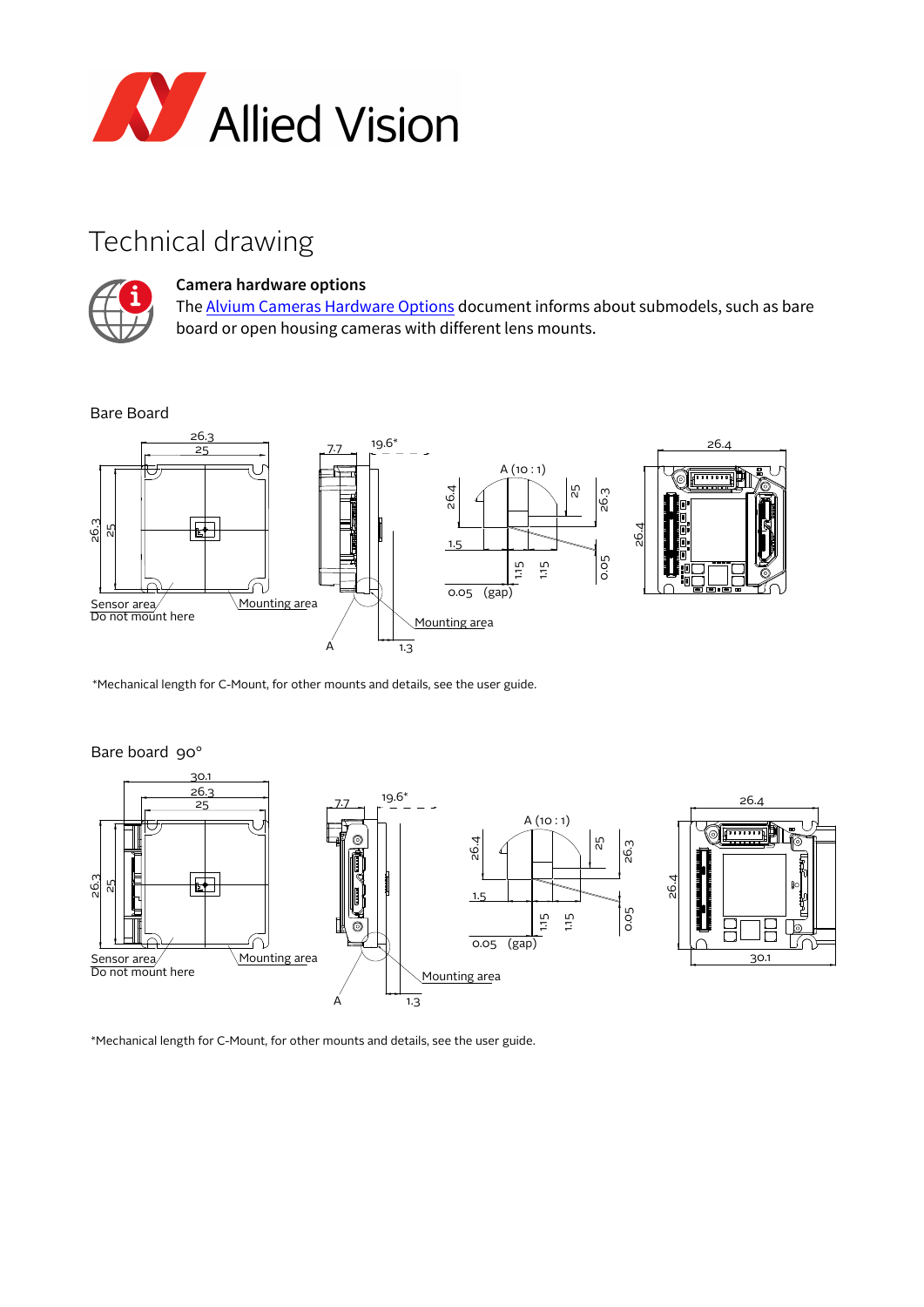# Technical drawing

**Camera hardware options**
The Alvium Cameras Hardware Options document informs about submodels, such as bare board or open housing cameras with different lens mounts.

Bare Board

*Mechanical length for C-Mount, for other mounts and details, see the user guide.

Bare board 90°

*Mechanical length for C-Mount, for other mounts and details, see the user guide.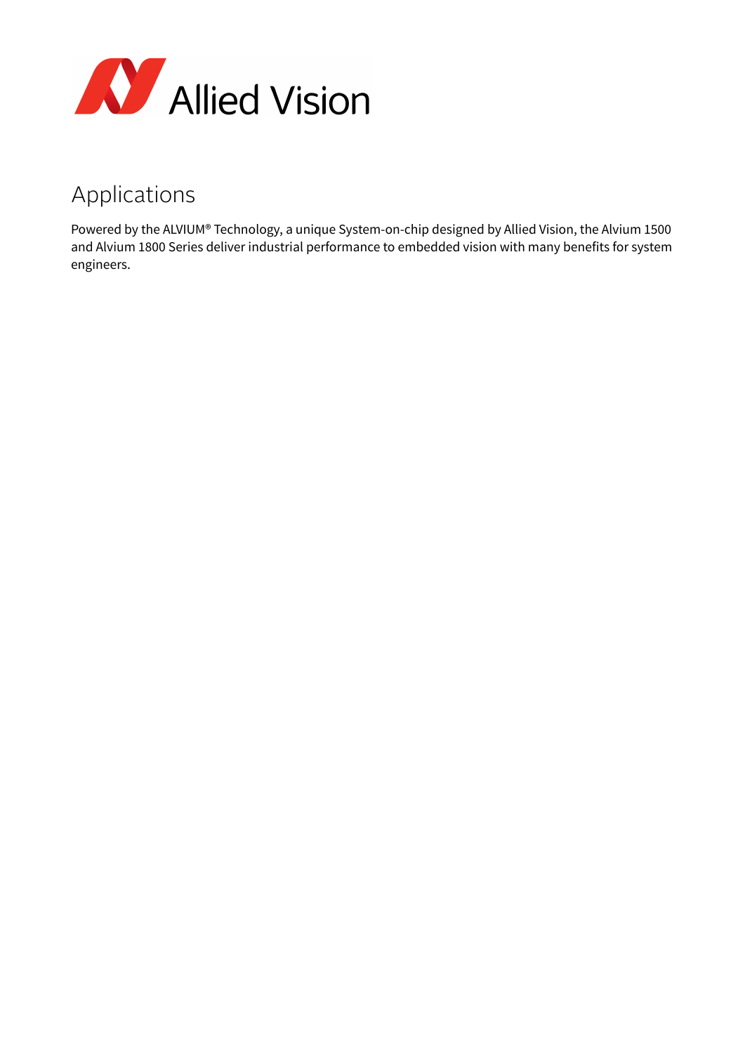## Applications

Powered by the ALVIUM® Technology, a unique System-on-chip designed by Allied Vision, the Alvium 1500 and Alvium 1800 Series deliver industrial performance to embedded vision with many benefits for system engineers.